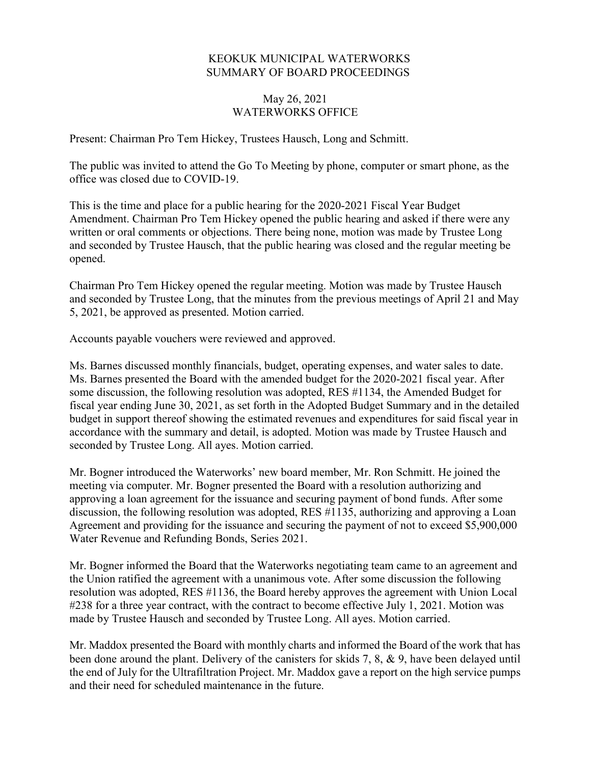# KEOKUK MUNICIPAL WATERWORKS
# SUMMARY OF BOARD PROCEEDINGS

May 26, 2021
WATERWORKS OFFICE

Present: Chairman Pro Tem Hickey, Trustees Hausch, Long and Schmitt.

The public was invited to attend the Go To Meeting by phone, computer or smart phone, as the office was closed due to COVID-19.

This is the time and place for a public hearing for the 2020-2021 Fiscal Year Budget Amendment. Chairman Pro Tem Hickey opened the public hearing and asked if there were any written or oral comments or objections. There being none, motion was made by Trustee Long and seconded by Trustee Hausch, that the public hearing was closed and the regular meeting be opened.

Chairman Pro Tem Hickey opened the regular meeting. Motion was made by Trustee Hausch and seconded by Trustee Long, that the minutes from the previous meetings of April 21 and May 5, 2021, be approved as presented. Motion carried.

Accounts payable vouchers were reviewed and approved.

Ms. Barnes discussed monthly financials, budget, operating expenses, and water sales to date. Ms. Barnes presented the Board with the amended budget for the 2020-2021 fiscal year. After some discussion, the following resolution was adopted, RES #1134, the Amended Budget for fiscal year ending June 30, 2021, as set forth in the Adopted Budget Summary and in the detailed budget in support thereof showing the estimated revenues and expenditures for said fiscal year in accordance with the summary and detail, is adopted. Motion was made by Trustee Hausch and seconded by Trustee Long. All ayes. Motion carried.

Mr. Bogner introduced the Waterworks' new board member, Mr. Ron Schmitt. He joined the meeting via computer. Mr. Bogner presented the Board with a resolution authorizing and approving a loan agreement for the issuance and securing payment of bond funds. After some discussion, the following resolution was adopted, RES #1135, authorizing and approving a Loan Agreement and providing for the issuance and securing the payment of not to exceed $5,900,000 Water Revenue and Refunding Bonds, Series 2021.

Mr. Bogner informed the Board that the Waterworks negotiating team came to an agreement and the Union ratified the agreement with a unanimous vote. After some discussion the following resolution was adopted, RES #1136, the Board hereby approves the agreement with Union Local #238 for a three year contract, with the contract to become effective July 1, 2021. Motion was made by Trustee Hausch and seconded by Trustee Long. All ayes. Motion carried.

Mr. Maddox presented the Board with monthly charts and informed the Board of the work that has been done around the plant. Delivery of the canisters for skids 7, 8, & 9, have been delayed until the end of July for the Ultrafiltration Project. Mr. Maddox gave a report on the high service pumps and their need for scheduled maintenance in the future.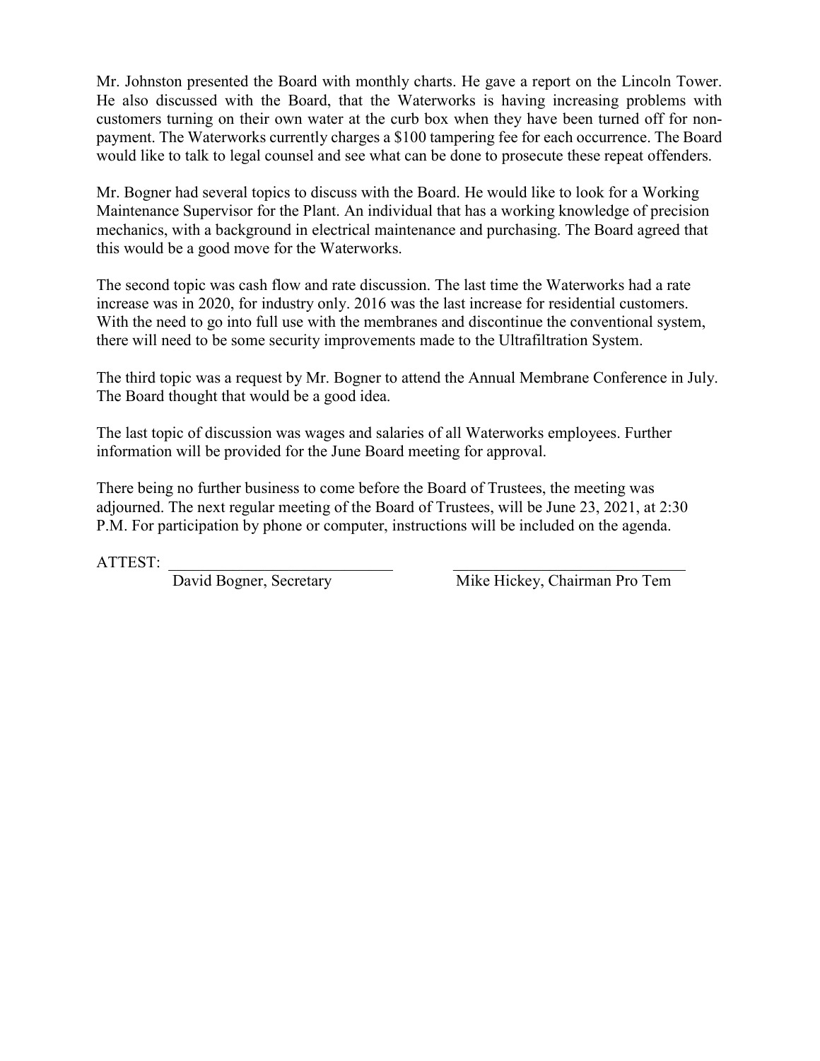Mr. Johnston presented the Board with monthly charts. He gave a report on the Lincoln Tower. He also discussed with the Board, that the Waterworks is having increasing problems with customers turning on their own water at the curb box when they have been turned off for non-payment. The Waterworks currently charges a $100 tampering fee for each occurrence. The Board would like to talk to legal counsel and see what can be done to prosecute these repeat offenders.

Mr. Bogner had several topics to discuss with the Board. He would like to look for a Working Maintenance Supervisor for the Plant. An individual that has a working knowledge of precision mechanics, with a background in electrical maintenance and purchasing. The Board agreed that this would be a good move for the Waterworks.

The second topic was cash flow and rate discussion. The last time the Waterworks had a rate increase was in 2020, for industry only. 2016 was the last increase for residential customers. With the need to go into full use with the membranes and discontinue the conventional system, there will need to be some security improvements made to the Ultrafiltration System.

The third topic was a request by Mr. Bogner to attend the Annual Membrane Conference in July. The Board thought that would be a good idea.

The last topic of discussion was wages and salaries of all Waterworks employees. Further information will be provided for the June Board meeting for approval.

There being no further business to come before the Board of Trustees, the meeting was adjourned. The next regular meeting of the Board of Trustees, will be June 23, 2021, at 2:30 P.M. For participation by phone or computer, instructions will be included on the agenda.

ATTEST: ____________________________ ____________________________

David Bogner, Secretary Mike Hickey, Chairman Pro Tem